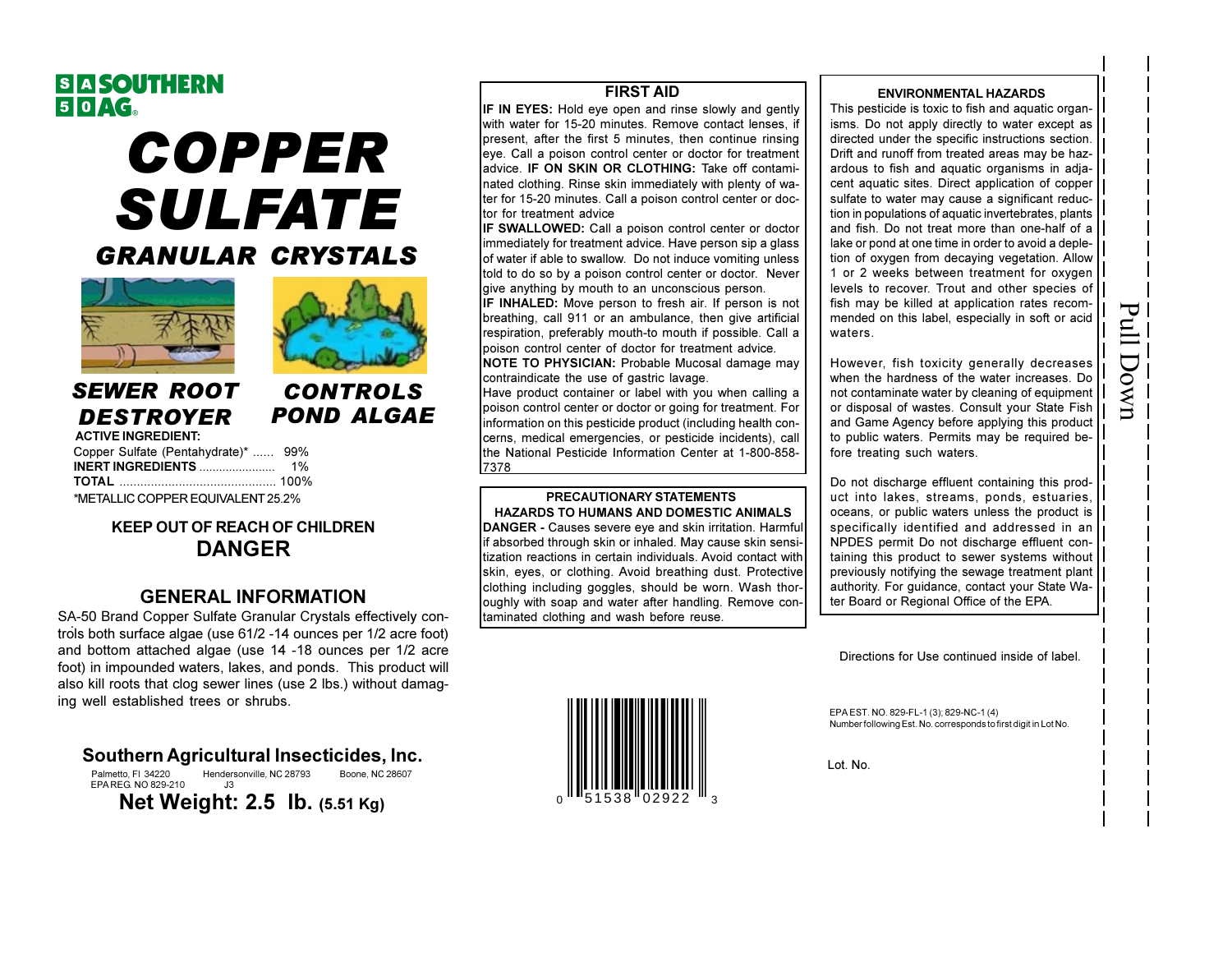**SA 50 SOUTHERN AG®**

# COPPER SULFATE

## GRANULAR CRYSTALS

**SEWER ROOT DESTROYER** | **CONTROLS POND ALGAE**

**ACTIVE INGREDIENT:**

| | |
|---|---|
| Copper Sulfate (Pentahydrate)* ...... | 99% |
| **INERT INGREDIENTS** ...................... | 1% |
| **TOTAL** ............................................ | 100% |

*METALLIC COPPER EQUIVALENT 25.2%

**KEEP OUT OF REACH OF CHILDREN**

**DANGER**

## GENERAL INFORMATION

SA-50 Brand Copper Sulfate Granular Crystals effectively controls both surface algae (use 61/2 -14 ounces per 1/2 acre foot) and bottom attached algae (use 14 -18 ounces per 1/2 acre foot) in impounded waters, lakes, and ponds. This product will also kill roots that clog sewer lines (use 2 lbs.) without damaging well established trees or shrubs.

**Southern Agricultural Insecticides, Inc.**

Palmetto, Fl 34220 Hendersonville, NC 28793 Boone, NC 28607

EPA REG. NO 829-210 J3

**Net Weight: 2.5 lb. (5.51 Kg)**

## FIRST AID

**IF IN EYES:** Hold eye open and rinse slowly and gently with water for 15-20 minutes. Remove contact lenses, if present, after the first 5 minutes, then continue rinsing eye. Call a poison control center or doctor for treatment advice. **IF ON SKIN OR CLOTHING:** Take off contaminated clothing. Rinse skin immediately with plenty of water for 15-20 minutes. Call a poison control center or doctor for treatment advice

**IF SWALLOWED:** Call a poison control center or doctor immediately for treatment advice. Have person sip a glass of water if able to swallow. Do not induce vomiting unless told to do so by a poison control center or doctor. Never give anything by mouth to an unconscious person.

**IF INHALED:** Move person to fresh air. If person is not breathing, call 911 or an ambulance, then give artificial respiration, preferably mouth-to mouth if possible. Call a poison control center of doctor for treatment advice.

**NOTE TO PHYSICIAN:** Probable Mucosal damage may contraindicate the use of gastric lavage.

Have product container or label with you when calling a poison control center or doctor or going for treatment. For information on this pesticide product (including health concerns, medical emergencies, or pesticide incidents), call the National Pesticide Information Center at 1-800-858-7378

## PRECAUTIONARY STATEMENTS

### HAZARDS TO HUMANS AND DOMESTIC ANIMALS

**DANGER -** Causes severe eye and skin irritation. Harmful if absorbed through skin or inhaled. May cause skin sensitization reactions in certain individuals. Avoid contact with skin, eyes, or clothing. Avoid breathing dust. Protective clothing including goggles, should be worn. Wash thoroughly with soap and water after handling. Remove contaminated clothing and wash before reuse.

0 51538 02922 3

## ENVIRONMENTAL HAZARDS

This pesticide is toxic to fish and aquatic organisms. Do not apply directly to water except as directed under the specific instructions section. Drift and runoff from treated areas may be hazardous to fish and aquatic organisms in adjacent aquatic sites. Direct application of copper sulfate to water may cause a significant reduction in populations of aquatic invertebrates, plants and fish. Do not treat more than one-half of a lake or pond at one time in order to avoid a depletion of oxygen from decaying vegetation. Allow 1 or 2 weeks between treatment for oxygen levels to recover. Trout and other species of fish may be killed at application rates recommended on this label, especially in soft or acid waters.

However, fish toxicity generally decreases when the hardness of the water increases. Do not contaminate water by cleaning of equipment or disposal of wastes. Consult your State Fish and Game Agency before applying this product to public waters. Permits may be required before treating such waters.

Do not discharge effluent containing this product into lakes, streams, ponds, estuaries, oceans, or public waters unless the product is specifically identified and addressed in an NPDES permit Do not discharge effluent containing this product to sewer systems without previously notifying the sewage treatment plant authority. For guidance, contact your State Water Board or Regional Office of the EPA.

Directions for Use continued inside of label.

EPA EST. NO. 829-FL-1 (3); 829-NC-1 (4)

Number following Est. No. corresponds to first digit in Lot No.

Lot. No.

Pull Down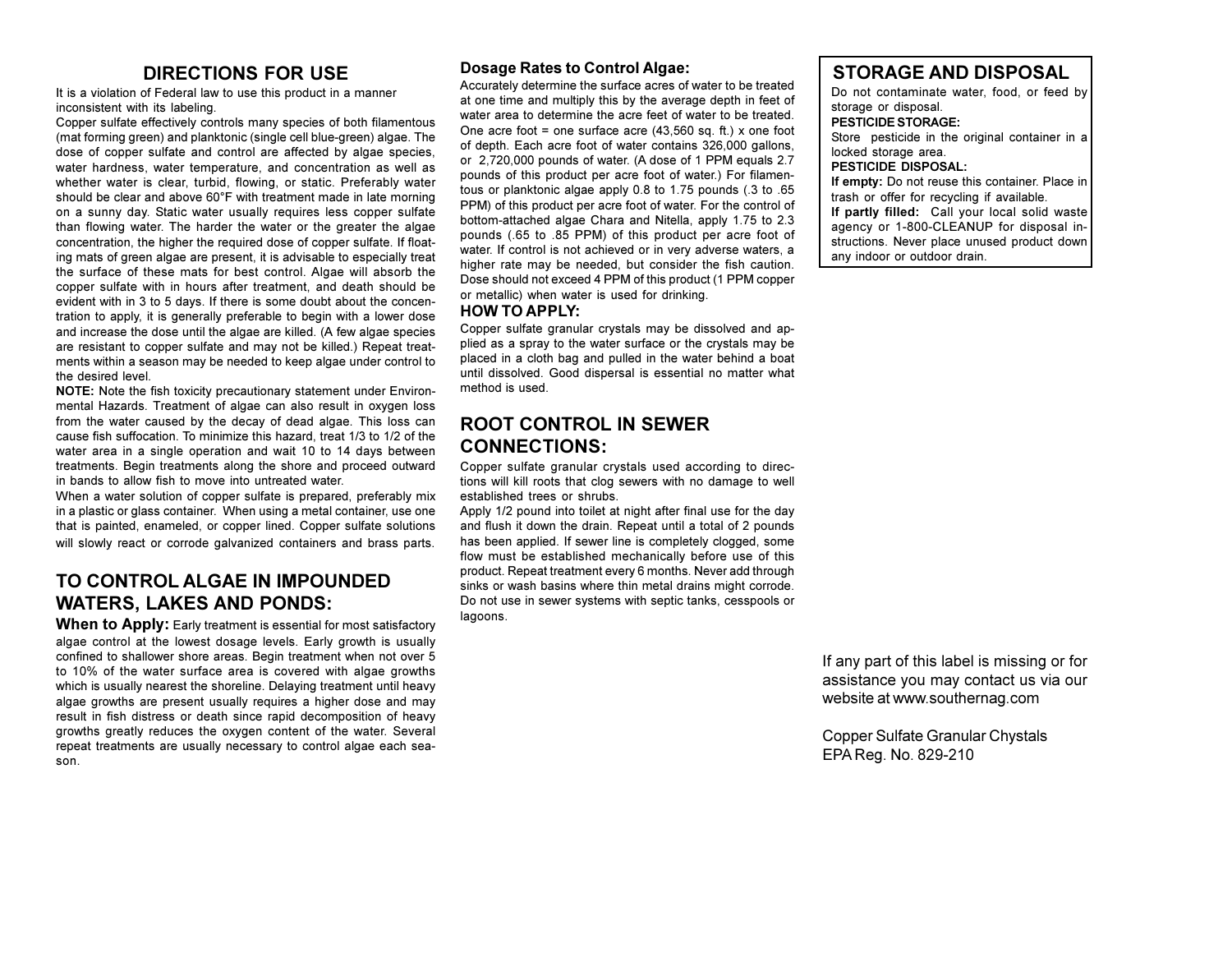## DIRECTIONS FOR USE

It is a violation of Federal law to use this product in a manner inconsistent with its labeling.

Copper sulfate effectively controls many species of both filamentous (mat forming green) and planktonic (single cell blue-green) algae. The dose of copper sulfate and control are affected by algae species, water hardness, water temperature, and concentration as well as whether water is clear, turbid, flowing, or static. Preferably water should be clear and above 60°F with treatment made in late morning on a sunny day. Static water usually requires less copper sulfate than flowing water. The harder the water or the greater the algae concentration, the higher the required dose of copper sulfate. If floating mats of green algae are present, it is advisable to especially treat the surface of these mats for best control. Algae will absorb the copper sulfate with in hours after treatment, and death should be evident with in 3 to 5 days. If there is some doubt about the concentration to apply, it is generally preferable to begin with a lower dose and increase the dose until the algae are killed. (A few algae species are resistant to copper sulfate and may not be killed.) Repeat treatments within a season may be needed to keep algae under control to the desired level.

**NOTE:** Note the fish toxicity precautionary statement under Environmental Hazards. Treatment of algae can also result in oxygen loss from the water caused by the decay of dead algae. This loss can cause fish suffocation. To minimize this hazard, treat 1/3 to 1/2 of the water area in a single operation and wait 10 to 14 days between treatments. Begin treatments along the shore and proceed outward in bands to allow fish to move into untreated water.

When a water solution of copper sulfate is prepared, preferably mix in a plastic or glass container. When using a metal container, use one that is painted, enameled, or copper lined. Copper sulfate solutions will slowly react or corrode galvanized containers and brass parts.

## TO CONTROL ALGAE IN IMPOUNDED WATERS, LAKES AND PONDS:

**When to Apply:** Early treatment is essential for most satisfactory algae control at the lowest dosage levels. Early growth is usually confined to shallower shore areas. Begin treatment when not over 5 to 10% of the water surface area is covered with algae growths which is usually nearest the shoreline. Delaying treatment until heavy algae growths are present usually requires a higher dose and may result in fish distress or death since rapid decomposition of heavy growths greatly reduces the oxygen content of the water. Several repeat treatments are usually necessary to control algae each season.

### Dosage Rates to Control Algae:

Accurately determine the surface acres of water to be treated at one time and multiply this by the average depth in feet of water area to determine the acre feet of water to be treated. One acre foot = one surface acre (43,560 sq. ft.) x one foot of depth. Each acre foot of water contains 326,000 gallons, or 2,720,000 pounds of water. (A dose of 1 PPM equals 2.7 pounds of this product per acre foot of water.) For filamentous or planktonic algae apply 0.8 to 1.75 pounds (.3 to .65 PPM) of this product per acre foot of water. For the control of bottom-attached algae Chara and Nitella, apply 1.75 to 2.3 pounds (.65 to .85 PPM) of this product per acre foot of water. If control is not achieved or in very adverse waters, a higher rate may be needed, but consider the fish caution. Dose should not exceed 4 PPM of this product (1 PPM copper or metallic) when water is used for drinking.

### HOW TO APPLY:

Copper sulfate granular crystals may be dissolved and applied as a spray to the water surface or the crystals may be placed in a cloth bag and pulled in the water behind a boat until dissolved. Good dispersal is essential no matter what method is used.

## ROOT CONTROL IN SEWER CONNECTIONS:

Copper sulfate granular crystals used according to directions will kill roots that clog sewers with no damage to well established trees or shrubs.

Apply 1/2 pound into toilet at night after final use for the day and flush it down the drain. Repeat until a total of 2 pounds has been applied. If sewer line is completely clogged, some flow must be established mechanically before use of this product. Repeat treatment every 6 months. Never add through sinks or wash basins where thin metal drains might corrode. Do not use in sewer systems with septic tanks, cesspools or lagoons.

## STORAGE AND DISPOSAL

Do not contaminate water, food, or feed by storage or disposal.

**PESTICIDE STORAGE:**

Store pesticide in the original container in a locked storage area.

**PESTICIDE DISPOSAL:**

**If empty:** Do not reuse this container. Place in trash or offer for recycling if available.

**If partly filled:** Call your local solid waste agency or 1-800-CLEANUP for disposal instructions. Never place unused product down any indoor or outdoor drain.

If any part of this label is missing or for assistance you may contact us via our website at www.southernag.com

Copper Sulfate Granular Chystals
EPA Reg. No. 829-210